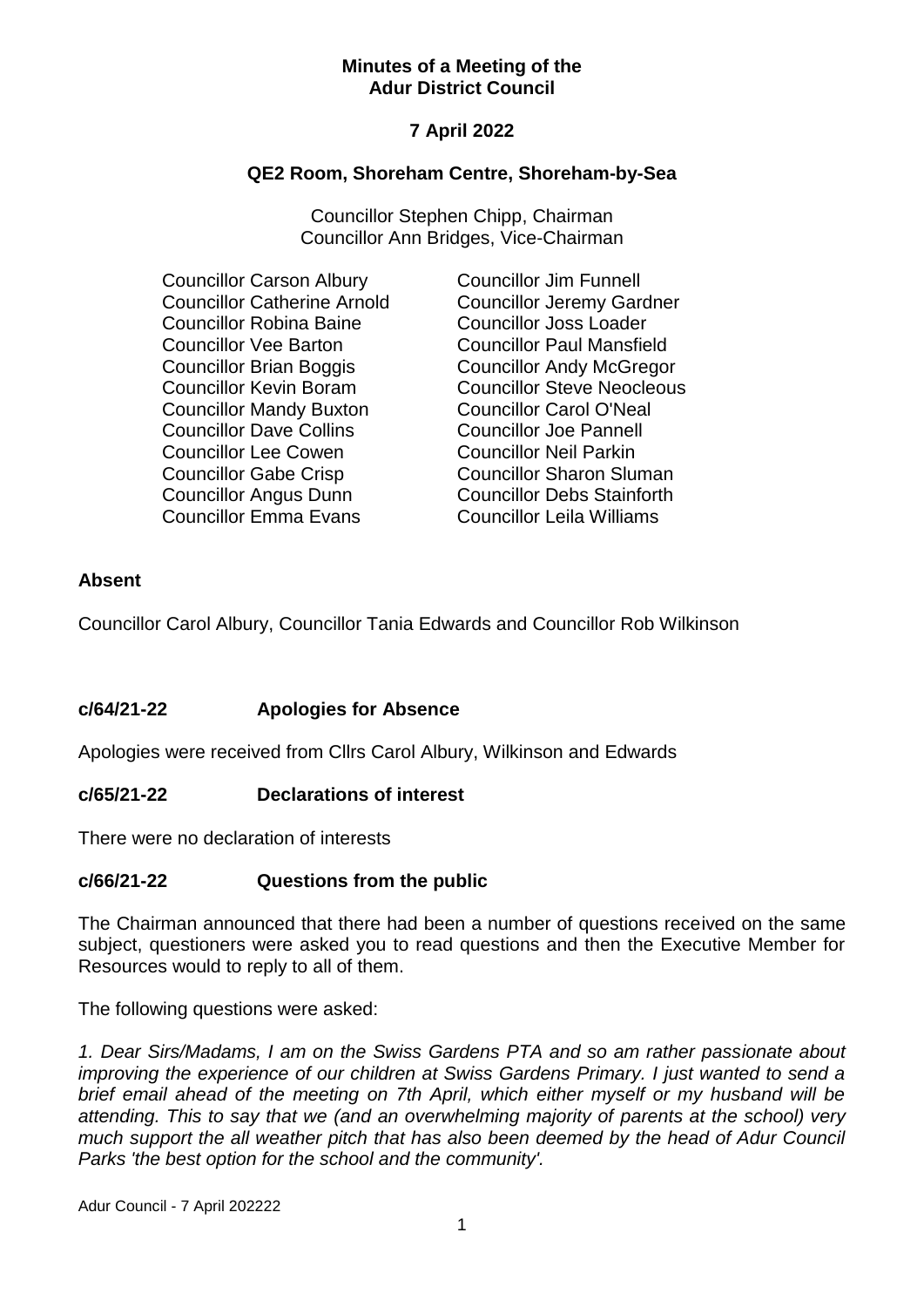**Minutes of a Meeting of the Adur District Council**

**7 April 2022**

**QE2 Room, Shoreham Centre, Shoreham-by-Sea**

Councillor Stephen Chipp, Chairman
Councillor Ann Bridges, Vice-Chairman

Councillor Carson Albury
Councillor Catherine Arnold
Councillor Robina Baine
Councillor Vee Barton
Councillor Brian Boggis
Councillor Kevin Boram
Councillor Mandy Buxton
Councillor Dave Collins
Councillor Lee Cowen
Councillor Gabe Crisp
Councillor Angus Dunn
Councillor Emma Evans
Councillor Jim Funnell
Councillor Jeremy Gardner
Councillor Joss Loader
Councillor Paul Mansfield
Councillor Andy McGregor
Councillor Steve Neocleous
Councillor Carol O'Neal
Councillor Joe Pannell
Councillor Neil Parkin
Councillor Sharon Sluman
Councillor Debs Stainforth
Councillor Leila Williams

**Absent**

Councillor Carol Albury, Councillor Tania Edwards and Councillor Rob Wilkinson

**c/64/21-22 Apologies for Absence**

Apologies were received from Cllrs Carol Albury, Wilkinson and Edwards

**c/65/21-22 Declarations of interest**

There were no declaration of interests

**c/66/21-22 Questions from the public**

The Chairman announced that there had been a number of questions received on the same subject, questioners were asked you to read questions and then the Executive Member for Resources would to reply to all of them.

The following questions were asked:

*1. Dear Sirs/Madams, I am on the Swiss Gardens PTA and so am rather passionate about improving the experience of our children at Swiss Gardens Primary. I just wanted to send a brief email ahead of the meeting on 7th April, which either myself or my husband will be attending. This to say that we (and an overwhelming majority of parents at the school) very much support the all weather pitch that has also been deemed by the head of Adur Council Parks 'the best option for the school and the community'.*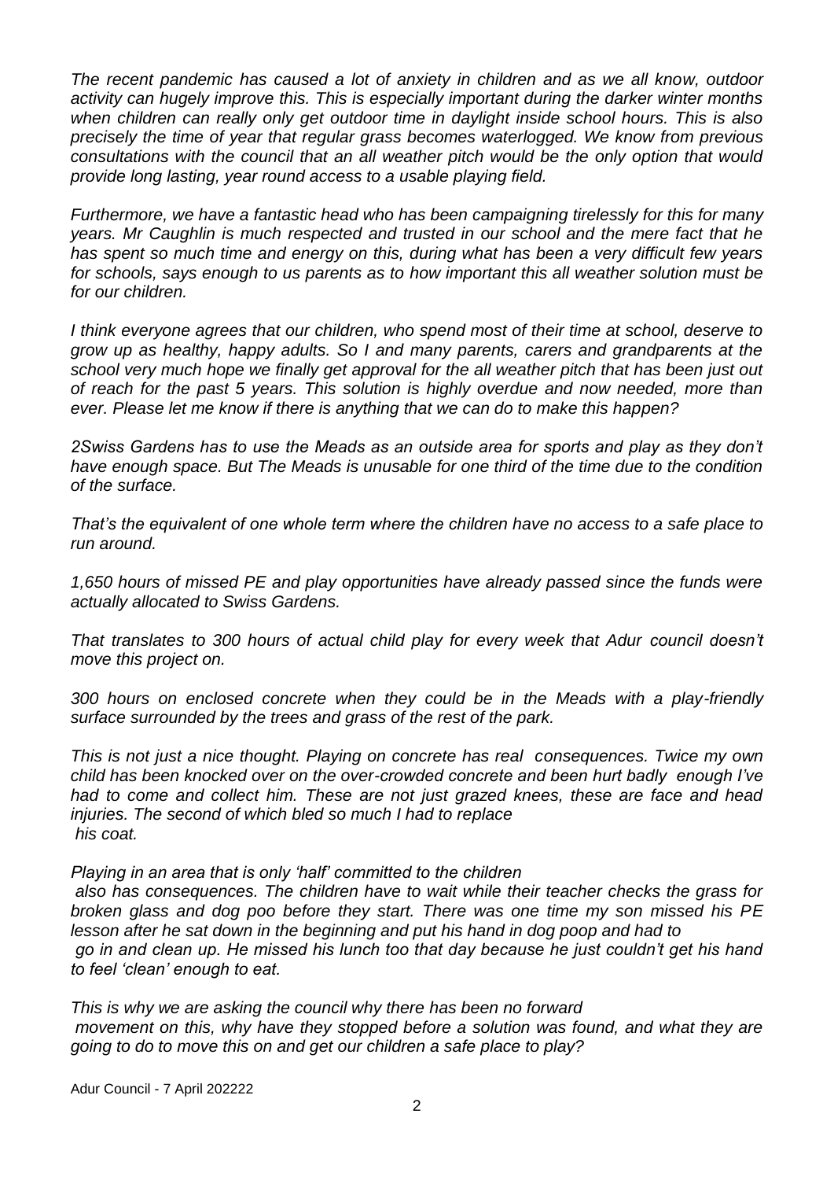*The recent pandemic has caused a lot of anxiety in children and as we all know, outdoor activity can hugely improve this. This is especially important during the darker winter months when children can really only get outdoor time in daylight inside school hours. This is also precisely the time of year that regular grass becomes waterlogged. We know from previous consultations with the council that an all weather pitch would be the only option that would provide long lasting, year round access to a usable playing field.*

*Furthermore, we have a fantastic head who has been campaigning tirelessly for this for many years. Mr Caughlin is much respected and trusted in our school and the mere fact that he has spent so much time and energy on this, during what has been a very difficult few years for schools, says enough to us parents as to how important this all weather solution must be for our children.*

*I think everyone agrees that our children, who spend most of their time at school, deserve to grow up as healthy, happy adults. So I and many parents, carers and grandparents at the school very much hope we finally get approval for the all weather pitch that has been just out of reach for the past 5 years. This solution is highly overdue and now needed, more than ever. Please let me know if there is anything that we can do to make this happen?*

*2Swiss Gardens has to use the Meads as an outside area for sports and play as they don't have enough space. But The Meads is unusable for one third of the time due to the condition of the surface.*

*That's the equivalent of one whole term where the children have no access to a safe place to run around.*

*1,650 hours of missed PE and play opportunities have already passed since the funds were actually allocated to Swiss Gardens.*

*That translates to 300 hours of actual child play for every week that Adur council doesn't move this project on.*

*300 hours on enclosed concrete when they could be in the Meads with a play-friendly surface surrounded by the trees and grass of the rest of the park.*

*This is not just a nice thought. Playing on concrete has real consequences. Twice my own child has been knocked over on the over-crowded concrete and been hurt badly enough I've had to come and collect him. These are not just grazed knees, these are face and head injuries. The second of which bled so much I had to replace his coat.*

*Playing in an area that is only 'half' committed to the children also has consequences. The children have to wait while their teacher checks the grass for broken glass and dog poo before they start. There was one time my son missed his PE lesson after he sat down in the beginning and put his hand in dog poop and had to go in and clean up. He missed his lunch too that day because he just couldn't get his hand to feel 'clean' enough to eat.*

*This is why we are asking the council why there has been no forward movement on this, why have they stopped before a solution was found, and what they are going to do to move this on and get our children a safe place to play?*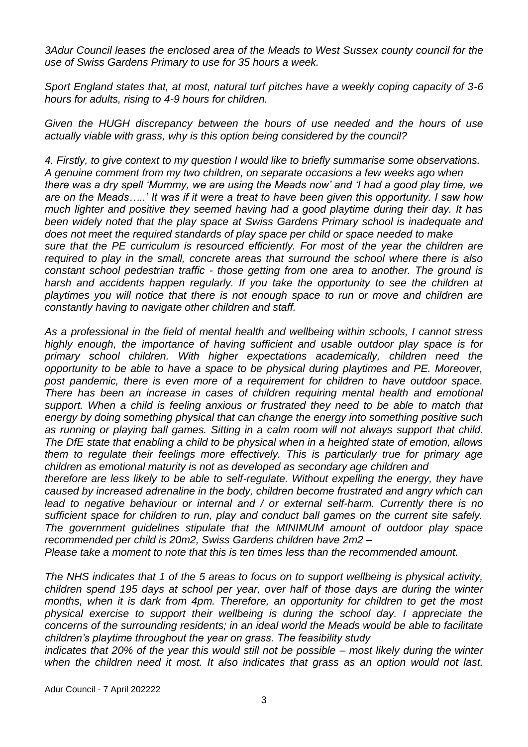*3Adur Council leases the enclosed area of the Meads to West Sussex county council for the use of Swiss Gardens Primary to use for 35 hours a week.*

*Sport England states that, at most, natural turf pitches have a weekly coping capacity of 3-6 hours for adults, rising to 4-9 hours for children.*

*Given the HUGH discrepancy between the hours of use needed and the hours of use actually viable with grass, why is this option being considered by the council?*

*4. Firstly, to give context to my question I would like to briefly summarise some observations. A genuine comment from my two children, on separate occasions a few weeks ago when there was a dry spell 'Mummy, we are using the Meads now' and 'I had a good play time, we are on the Meads…..' It was if it were a treat to have been given this opportunity. I saw how much lighter and positive they seemed having had a good playtime during their day. It has been widely noted that the play space at Swiss Gardens Primary school is inadequate and does not meet the required standards of play space per child or space needed to make sure that the PE curriculum is resourced efficiently. For most of the year the children are required to play in the small, concrete areas that surround the school where there is also constant school pedestrian traffic - those getting from one area to another. The ground is harsh and accidents happen regularly. If you take the opportunity to see the children at playtimes you will notice that there is not enough space to run or move and children are constantly having to navigate other children and staff.*

*As a professional in the field of mental health and wellbeing within schools, I cannot stress highly enough, the importance of having sufficient and usable outdoor play space is for primary school children. With higher expectations academically, children need the opportunity to be able to have a space to be physical during playtimes and PE. Moreover, post pandemic, there is even more of a requirement for children to have outdoor space. There has been an increase in cases of children requiring mental health and emotional support. When a child is feeling anxious or frustrated they need to be able to match that energy by doing something physical that can change the energy into something positive such as running or playing ball games. Sitting in a calm room will not always support that child. The DfE state that enabling a child to be physical when in a heighted state of emotion, allows them to regulate their feelings more effectively. This is particularly true for primary age children as emotional maturity is not as developed as secondary age children and therefore are less likely to be able to self-regulate. Without expelling the energy, they have caused by increased adrenaline in the body, children become frustrated and angry which can lead to negative behaviour or internal and / or external self-harm. Currently there is no sufficient space for children to run, play and conduct ball games on the current site safely. The government guidelines stipulate that the MINIMUM amount of outdoor play space recommended per child is 20m2, Swiss Gardens children have 2m2 –*
*Please take a moment to note that this is ten times less than the recommended amount.*

*The NHS indicates that 1 of the 5 areas to focus on to support wellbeing is physical activity, children spend 195 days at school per year, over half of those days are during the winter months, when it is dark from 4pm. Therefore, an opportunity for children to get the most physical exercise to support their wellbeing is during the school day. I appreciate the concerns of the surrounding residents; in an ideal world the Meads would be able to facilitate children's playtime throughout the year on grass. The feasibility study indicates that 20% of the year this would still not be possible – most likely during the winter when the children need it most. It also indicates that grass as an option would not last.*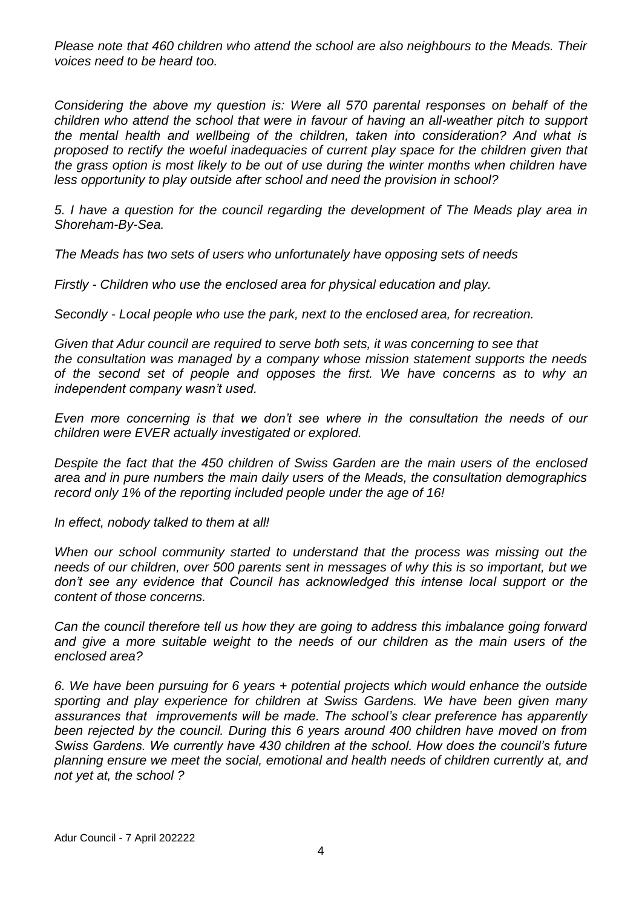*Please note that 460 children who attend the school are also neighbours to the Meads. Their voices need to be heard too.*

*Considering the above my question is: Were all 570 parental responses on behalf of the children who attend the school that were in favour of having an all-weather pitch to support the mental health and wellbeing of the children, taken into consideration? And what is proposed to rectify the woeful inadequacies of current play space for the children given that the grass option is most likely to be out of use during the winter months when children have less opportunity to play outside after school and need the provision in school?*

*5. I have a question for the council regarding the development of The Meads play area in Shoreham-By-Sea.*

*The Meads has two sets of users who unfortunately have opposing sets of needs*

*Firstly - Children who use the enclosed area for physical education and play.*

*Secondly - Local people who use the park, next to the enclosed area, for recreation.*

*Given that Adur council are required to serve both sets, it was concerning to see that the consultation was managed by a company whose mission statement supports the needs of the second set of people and opposes the first. We have concerns as to why an independent company wasn't used.*

*Even more concerning is that we don't see where in the consultation the needs of our children were EVER actually investigated or explored.*

*Despite the fact that the 450 children of Swiss Garden are the main users of the enclosed area and in pure numbers the main daily users of the Meads, the consultation demographics record only 1% of the reporting included people under the age of 16!*

*In effect, nobody talked to them at all!*

*When our school community started to understand that the process was missing out the needs of our children, over 500 parents sent in messages of why this is so important, but we don't see any evidence that Council has acknowledged this intense local support or the content of those concerns.*

*Can the council therefore tell us how they are going to address this imbalance going forward and give a more suitable weight to the needs of our children as the main users of the enclosed area?*

*6. We have been pursuing for 6 years + potential projects which would enhance the outside sporting and play experience for children at Swiss Gardens. We have been given many assurances that improvements will be made. The school's clear preference has apparently been rejected by the council. During this 6 years around 400 children have moved on from Swiss Gardens. We currently have 430 children at the school. How does the council's future planning ensure we meet the social, emotional and health needs of children currently at, and not yet at, the school ?*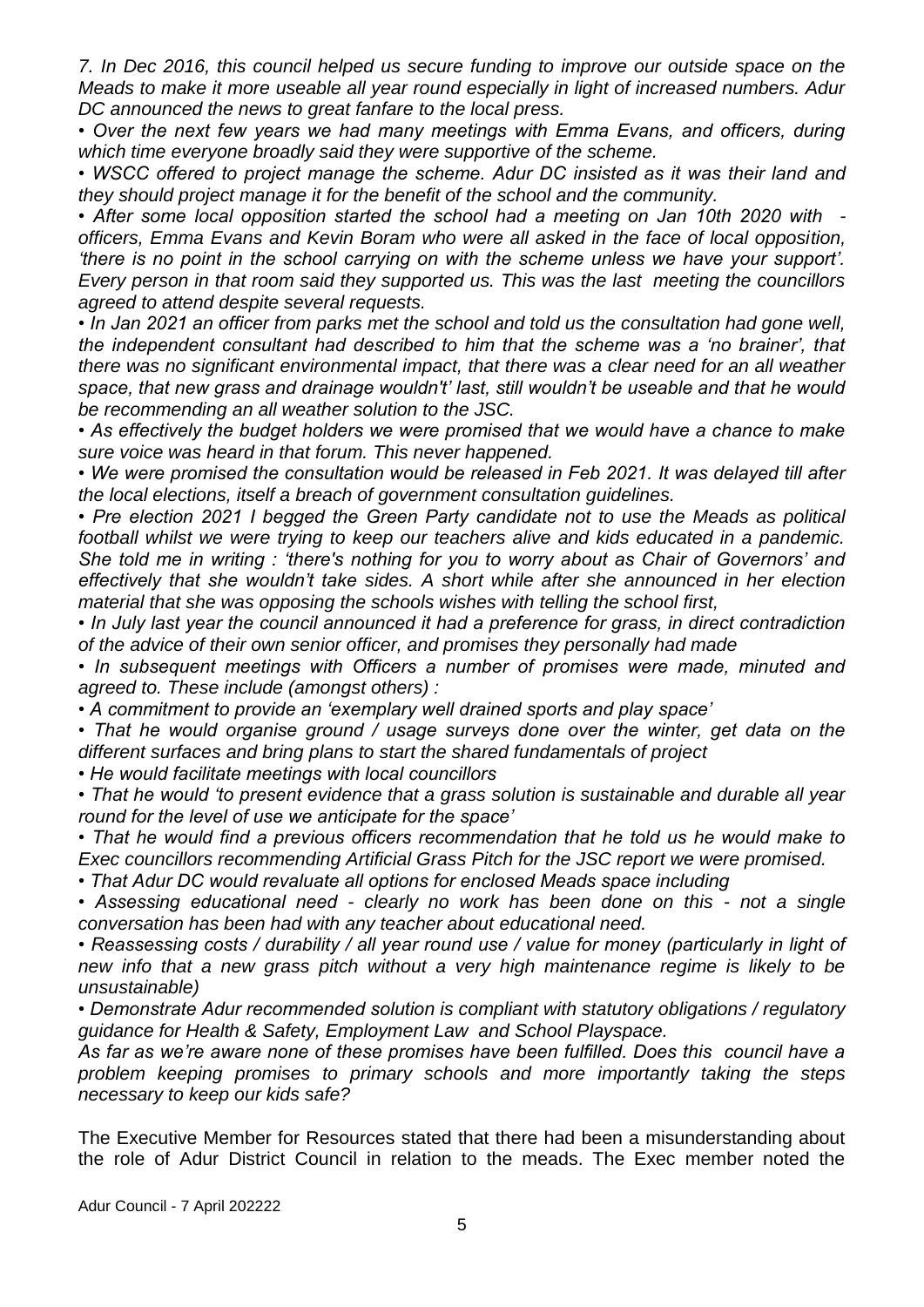*7. In Dec 2016, this council helped us secure funding to improve our outside space on the Meads to make it more useable all year round especially in light of increased numbers. Adur DC announced the news to great fanfare to the local press.*

*• Over the next few years we had many meetings with Emma Evans, and officers, during which time everyone broadly said they were supportive of the scheme.*

*• WSCC offered to project manage the scheme. Adur DC insisted as it was their land and they should project manage it for the benefit of the school and the community.*

*• After some local opposition started the school had a meeting on Jan 10th 2020 with - officers, Emma Evans and Kevin Boram who were all asked in the face of local opposition, 'there is no point in the school carrying on with the scheme unless we have your support'. Every person in that room said they supported us. This was the last meeting the councillors agreed to attend despite several requests.*

*• In Jan 2021 an officer from parks met the school and told us the consultation had gone well, the independent consultant had described to him that the scheme was a 'no brainer', that there was no significant environmental impact, that there was a clear need for an all weather space, that new grass and drainage wouldn't' last, still wouldn't be useable and that he would be recommending an all weather solution to the JSC.*

*• As effectively the budget holders we were promised that we would have a chance to make sure voice was heard in that forum. This never happened.*

*• We were promised the consultation would be released in Feb 2021. It was delayed till after the local elections, itself a breach of government consultation guidelines.*

*• Pre election 2021 I begged the Green Party candidate not to use the Meads as political football whilst we were trying to keep our teachers alive and kids educated in a pandemic. She told me in writing : 'there's nothing for you to worry about as Chair of Governors' and effectively that she wouldn't take sides. A short while after she announced in her election material that she was opposing the schools wishes with telling the school first,*

*• In July last year the council announced it had a preference for grass, in direct contradiction of the advice of their own senior officer, and promises they personally had made*

*• In subsequent meetings with Officers a number of promises were made, minuted and agreed to. These include (amongst others) :*

*• A commitment to provide an 'exemplary well drained sports and play space'*

*• That he would organise ground / usage surveys done over the winter, get data on the different surfaces and bring plans to start the shared fundamentals of project*

*• He would facilitate meetings with local councillors*

*• That he would 'to present evidence that a grass solution is sustainable and durable all year round for the level of use we anticipate for the space'*

*• That he would find a previous officers recommendation that he told us he would make to Exec councillors recommending Artificial Grass Pitch for the JSC report we were promised.*

*• That Adur DC would revaluate all options for enclosed Meads space including*

*• Assessing educational need - clearly no work has been done on this - not a single conversation has been had with any teacher about educational need.*

*• Reassessing costs / durability / all year round use / value for money (particularly in light of new info that a new grass pitch without a very high maintenance regime is likely to be unsustainable)*

*• Demonstrate Adur recommended solution is compliant with statutory obligations / regulatory guidance for Health & Safety, Employment Law and School Playspace.*

*As far as we're aware none of these promises have been fulfilled. Does this council have a problem keeping promises to primary schools and more importantly taking the steps necessary to keep our kids safe?*

The Executive Member for Resources stated that there had been a misunderstanding about the role of Adur District Council in relation to the meads. The Exec member noted the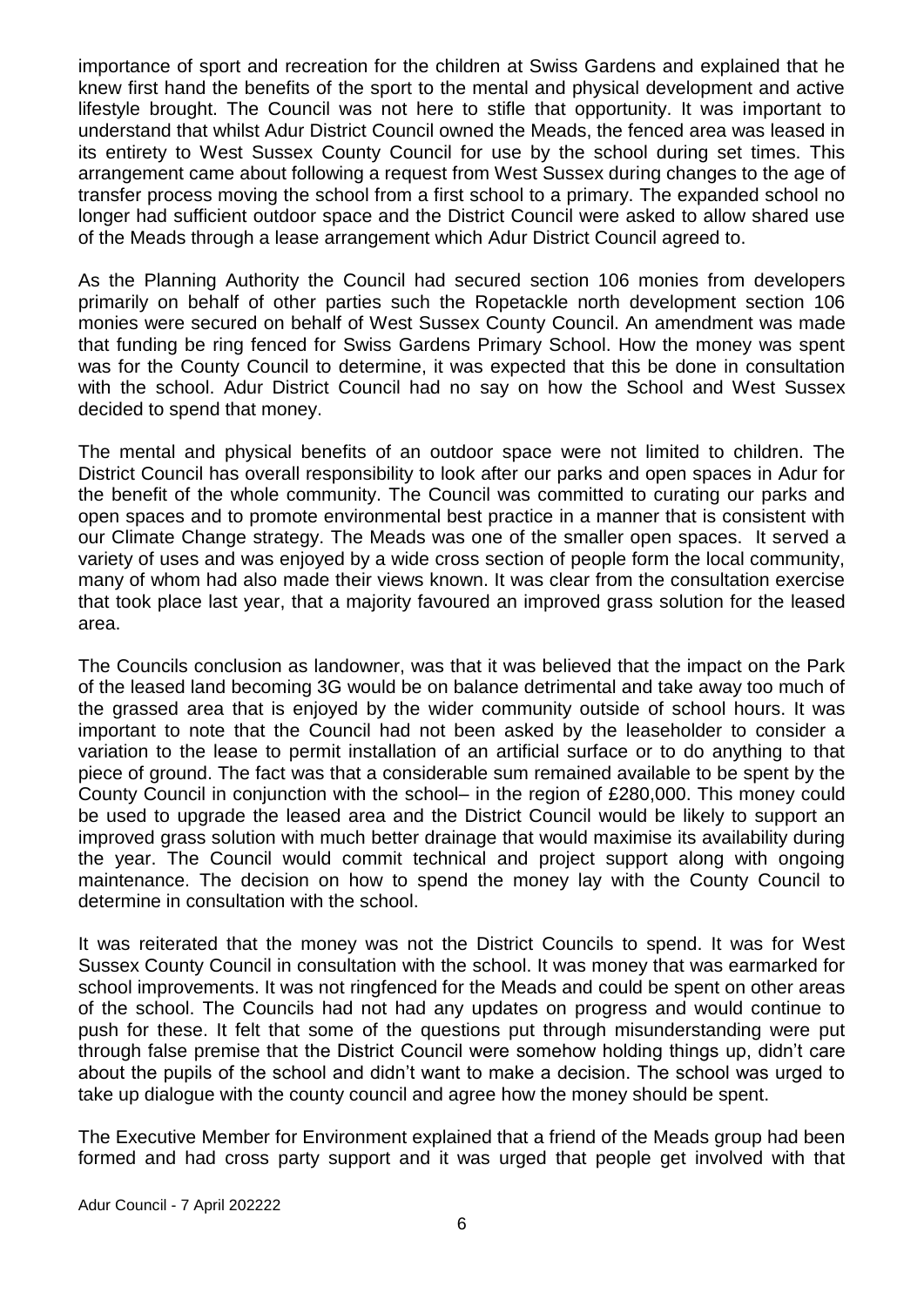importance of sport and recreation for the children at Swiss Gardens and explained that he knew first hand the benefits of the sport to the mental and physical development and active lifestyle brought. The Council was not here to stifle that opportunity. It was important to understand that whilst Adur District Council owned the Meads, the fenced area was leased in its entirety to West Sussex County Council for use by the school during set times. This arrangement came about following a request from West Sussex during changes to the age of transfer process moving the school from a first school to a primary. The expanded school no longer had sufficient outdoor space and the District Council were asked to allow shared use of the Meads through a lease arrangement which Adur District Council agreed to.

As the Planning Authority the Council had secured section 106 monies from developers primarily on behalf of other parties such the Ropetackle north development section 106 monies were secured on behalf of West Sussex County Council. An amendment was made that funding be ring fenced for Swiss Gardens Primary School. How the money was spent was for the County Council to determine, it was expected that this be done in consultation with the school. Adur District Council had no say on how the School and West Sussex decided to spend that money.

The mental and physical benefits of an outdoor space were not limited to children. The District Council has overall responsibility to look after our parks and open spaces in Adur for the benefit of the whole community. The Council was committed to curating our parks and open spaces and to promote environmental best practice in a manner that is consistent with our Climate Change strategy. The Meads was one of the smaller open spaces. It served a variety of uses and was enjoyed by a wide cross section of people form the local community, many of whom had also made their views known. It was clear from the consultation exercise that took place last year, that a majority favoured an improved grass solution for the leased area.

The Councils conclusion as landowner, was that it was believed that the impact on the Park of the leased land becoming 3G would be on balance detrimental and take away too much of the grassed area that is enjoyed by the wider community outside of school hours. It was important to note that the Council had not been asked by the leaseholder to consider a variation to the lease to permit installation of an artificial surface or to do anything to that piece of ground. The fact was that a considerable sum remained available to be spent by the County Council in conjunction with the school– in the region of £280,000. This money could be used to upgrade the leased area and the District Council would be likely to support an improved grass solution with much better drainage that would maximise its availability during the year. The Council would commit technical and project support along with ongoing maintenance. The decision on how to spend the money lay with the County Council to determine in consultation with the school.

It was reiterated that the money was not the District Councils to spend. It was for West Sussex County Council in consultation with the school. It was money that was earmarked for school improvements. It was not ringfenced for the Meads and could be spent on other areas of the school. The Councils had not had any updates on progress and would continue to push for these. It felt that some of the questions put through misunderstanding were put through false premise that the District Council were somehow holding things up, didn't care about the pupils of the school and didn't want to make a decision. The school was urged to take up dialogue with the county council and agree how the money should be spent.

The Executive Member for Environment explained that a friend of the Meads group had been formed and had cross party support and it was urged that people get involved with that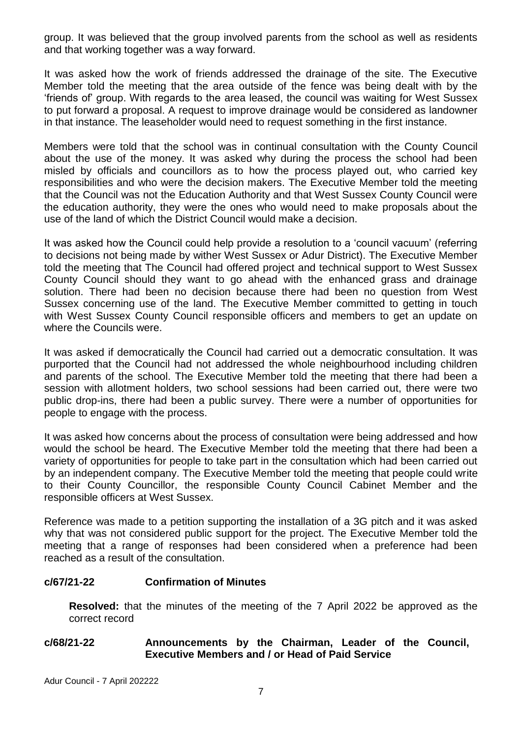group. It was believed that the group involved parents from the school as well as residents and that working together was a way forward.

It was asked how the work of friends addressed the drainage of the site. The Executive Member told the meeting that the area outside of the fence was being dealt with by the 'friends of' group. With regards to the area leased, the council was waiting for West Sussex to put forward a proposal. A request to improve drainage would be considered as landowner in that instance. The leaseholder would need to request something in the first instance.

Members were told that the school was in continual consultation with the County Council about the use of the money. It was asked why during the process the school had been misled by officials and councillors as to how the process played out, who carried key responsibilities and who were the decision makers. The Executive Member told the meeting that the Council was not the Education Authority and that West Sussex County Council were the education authority, they were the ones who would need to make proposals about the use of the land of which the District Council would make a decision.

It was asked how the Council could help provide a resolution to a 'council vacuum' (referring to decisions not being made by wither West Sussex or Adur District). The Executive Member told the meeting that The Council had offered project and technical support to West Sussex County Council should they want to go ahead with the enhanced grass and drainage solution. There had been no decision because there had been no question from West Sussex concerning use of the land. The Executive Member committed to getting in touch with West Sussex County Council responsible officers and members to get an update on where the Councils were.

It was asked if democratically the Council had carried out a democratic consultation. It was purported that the Council had not addressed the whole neighbourhood including children and parents of the school. The Executive Member told the meeting that there had been a session with allotment holders, two school sessions had been carried out, there were two public drop-ins, there had been a public survey. There were a number of opportunities for people to engage with the process.

It was asked how concerns about the process of consultation were being addressed and how would the school be heard. The Executive Member told the meeting that there had been a variety of opportunities for people to take part in the consultation which had been carried out by an independent company. The Executive Member told the meeting that people could write to their County Councillor, the responsible County Council Cabinet Member and the responsible officers at West Sussex.

Reference was made to a petition supporting the installation of a 3G pitch and it was asked why that was not considered public support for the project. The Executive Member told the meeting that a range of responses had been considered when a preference had been reached as a result of the consultation.

### c/67/21-22 Confirmation of Minutes

**Resolved:** that the minutes of the meeting of the 7 April 2022 be approved as the correct record

### c/68/21-22 Announcements by the Chairman, Leader of the Council, Executive Members and / or Head of Paid Service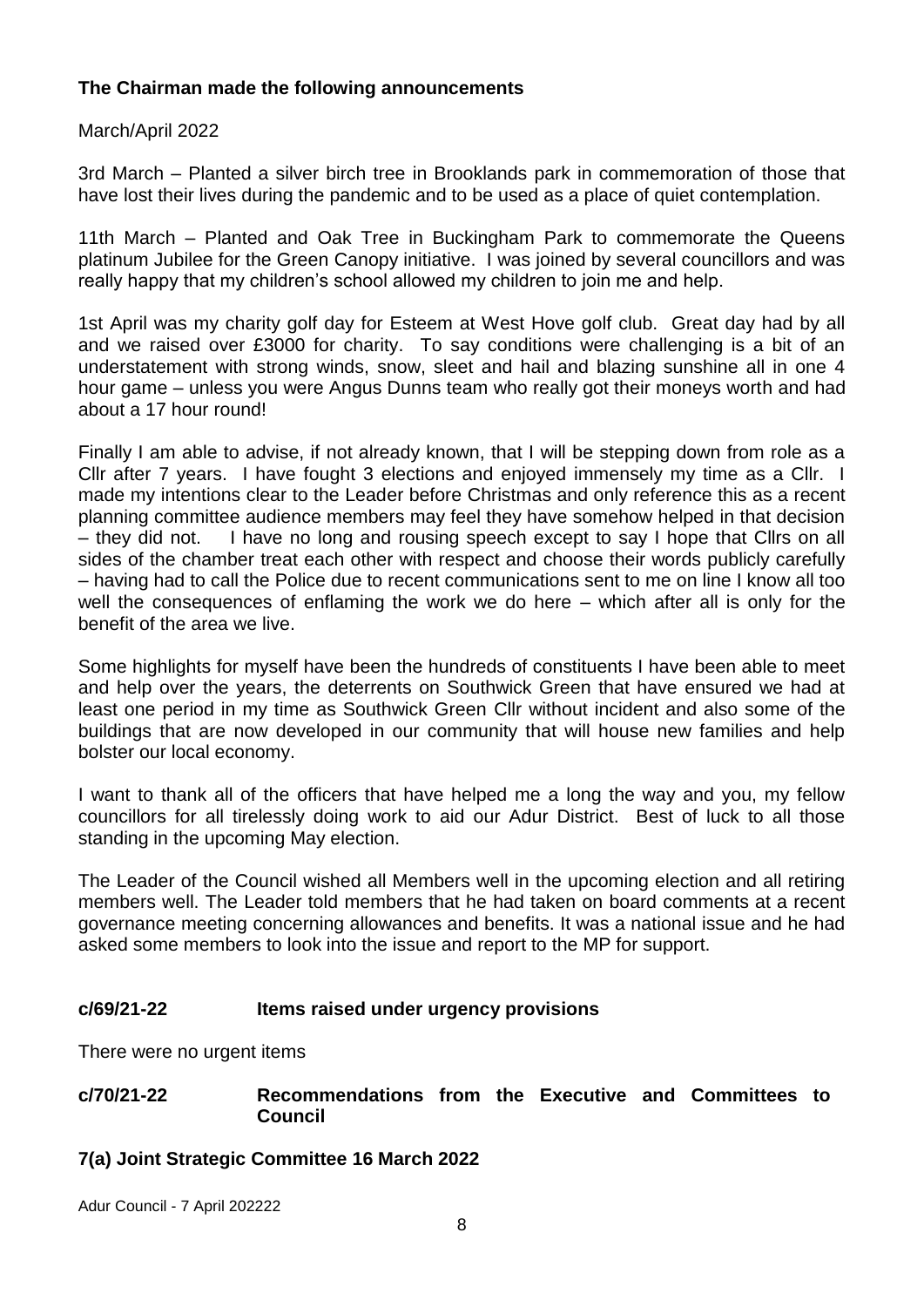**The Chairman made the following announcements**

March/April 2022

3rd March – Planted a silver birch tree in Brooklands park in commemoration of those that have lost their lives during the pandemic and to be used as a place of quiet contemplation.

11th March – Planted and Oak Tree in Buckingham Park to commemorate the Queens platinum Jubilee for the Green Canopy initiative. I was joined by several councillors and was really happy that my children's school allowed my children to join me and help.

1st April was my charity golf day for Esteem at West Hove golf club. Great day had by all and we raised over £3000 for charity. To say conditions were challenging is a bit of an understatement with strong winds, snow, sleet and hail and blazing sunshine all in one 4 hour game – unless you were Angus Dunns team who really got their moneys worth and had about a 17 hour round!

Finally I am able to advise, if not already known, that I will be stepping down from role as a Cllr after 7 years. I have fought 3 elections and enjoyed immensely my time as a Cllr. I made my intentions clear to the Leader before Christmas and only reference this as a recent planning committee audience members may feel they have somehow helped in that decision – they did not. I have no long and rousing speech except to say I hope that Cllrs on all sides of the chamber treat each other with respect and choose their words publicly carefully – having had to call the Police due to recent communications sent to me on line I know all too well the consequences of enflaming the work we do here – which after all is only for the benefit of the area we live.

Some highlights for myself have been the hundreds of constituents I have been able to meet and help over the years, the deterrents on Southwick Green that have ensured we had at least one period in my time as Southwick Green Cllr without incident and also some of the buildings that are now developed in our community that will house new families and help bolster our local economy.

I want to thank all of the officers that have helped me a long the way and you, my fellow councillors for all tirelessly doing work to aid our Adur District. Best of luck to all those standing in the upcoming May election.

The Leader of the Council wished all Members well in the upcoming election and all retiring members well. The Leader told members that he had taken on board comments at a recent governance meeting concerning allowances and benefits. It was a national issue and he had asked some members to look into the issue and report to the MP for support.

**c/69/21-22 Items raised under urgency provisions**

There were no urgent items

**c/70/21-22 Recommendations from the Executive and Committees to Council**

**7(a) Joint Strategic Committee 16 March 2022**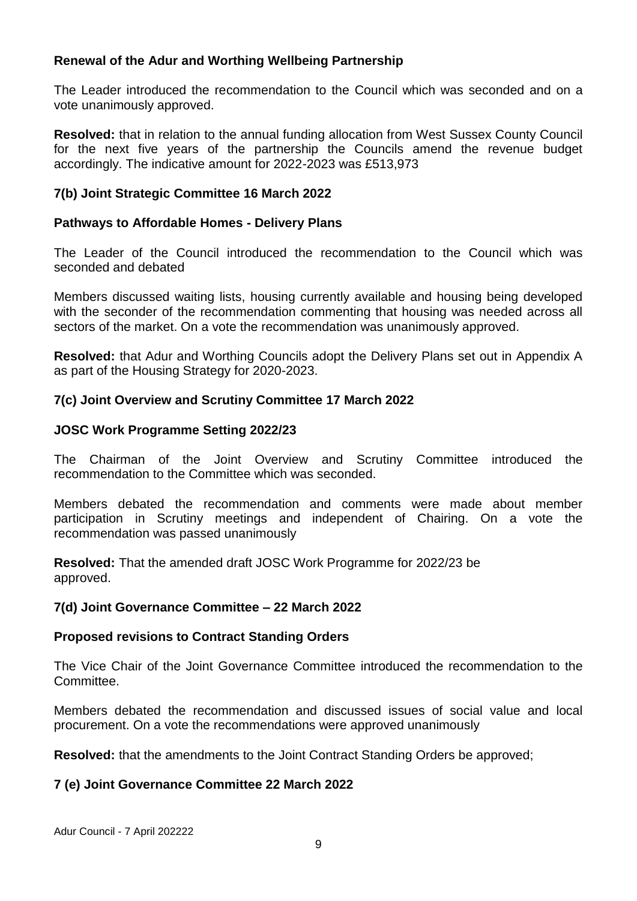**Renewal of the Adur and Worthing Wellbeing Partnership**

The Leader introduced the recommendation to the Council which was seconded and on a vote unanimously approved.

**Resolved:** that in relation to the annual funding allocation from West Sussex County Council for the next five years of the partnership the Councils amend the revenue budget accordingly. The indicative amount for 2022-2023 was £513,973

**7(b) Joint Strategic Committee 16 March 2022**

**Pathways to Affordable Homes - Delivery Plans**

The Leader of the Council introduced the recommendation to the Council which was seconded and debated

Members discussed waiting lists, housing currently available and housing being developed with the seconder of the recommendation commenting that housing was needed across all sectors of the market. On a vote the recommendation was unanimously approved.

**Resolved:** that Adur and Worthing Councils adopt the Delivery Plans set out in Appendix A as part of the Housing Strategy for 2020-2023.

**7(c) Joint Overview and Scrutiny Committee 17 March 2022**

**JOSC Work Programme Setting 2022/23**

The Chairman of the Joint Overview and Scrutiny Committee introduced the recommendation to the Committee which was seconded.

Members debated the recommendation and comments were made about member participation in Scrutiny meetings and independent of Chairing. On a vote the recommendation was passed unanimously

**Resolved:** That the amended draft JOSC Work Programme for 2022/23 be approved.

**7(d) Joint Governance Committee – 22 March 2022**

**Proposed revisions to Contract Standing Orders**

The Vice Chair of the Joint Governance Committee introduced the recommendation to the Committee.

Members debated the recommendation and discussed issues of social value and local procurement. On a vote the recommendations were approved unanimously

**Resolved:** that the amendments to the Joint Contract Standing Orders be approved;

**7 (e) Joint Governance Committee 22 March 2022**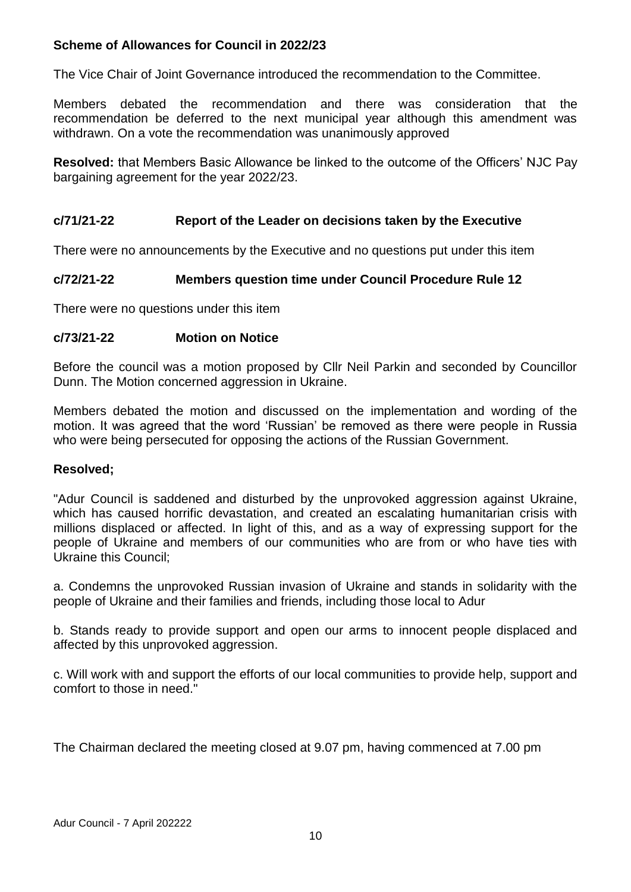**Scheme of Allowances for Council in 2022/23**

The Vice Chair of Joint Governance introduced the recommendation to the Committee.

Members debated the recommendation and there was consideration that the recommendation be deferred to the next municipal year although this amendment was withdrawn. On a vote the recommendation was unanimously approved

**Resolved:** that Members Basic Allowance be linked to the outcome of the Officers' NJC Pay bargaining agreement for the year 2022/23.

### c/71/21-22 Report of the Leader on decisions taken by the Executive

There were no announcements by the Executive and no questions put under this item

### c/72/21-22 Members question time under Council Procedure Rule 12

There were no questions under this item

### c/73/21-22 Motion on Notice

Before the council was a motion proposed by Cllr Neil Parkin and seconded by Councillor Dunn. The Motion concerned aggression in Ukraine.

Members debated the motion and discussed on the implementation and wording of the motion. It was agreed that the word 'Russian' be removed as there were people in Russia who were being persecuted for opposing the actions of the Russian Government.

**Resolved;**

"Adur Council is saddened and disturbed by the unprovoked aggression against Ukraine, which has caused horrific devastation, and created an escalating humanitarian crisis with millions displaced or affected. In light of this, and as a way of expressing support for the people of Ukraine and members of our communities who are from or who have ties with Ukraine this Council;

a. Condemns the unprovoked Russian invasion of Ukraine and stands in solidarity with the people of Ukraine and their families and friends, including those local to Adur

b. Stands ready to provide support and open our arms to innocent people displaced and affected by this unprovoked aggression.

c. Will work with and support the efforts of our local communities to provide help, support and comfort to those in need."

The Chairman declared the meeting closed at 9.07 pm, having commenced at 7.00 pm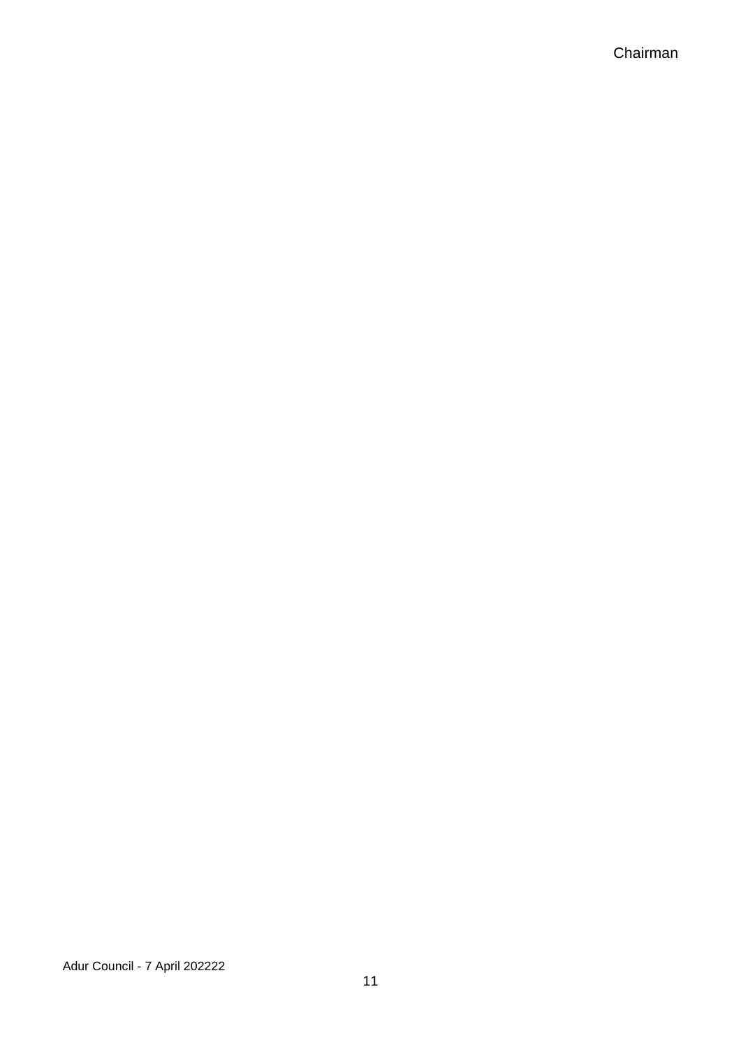Chairman